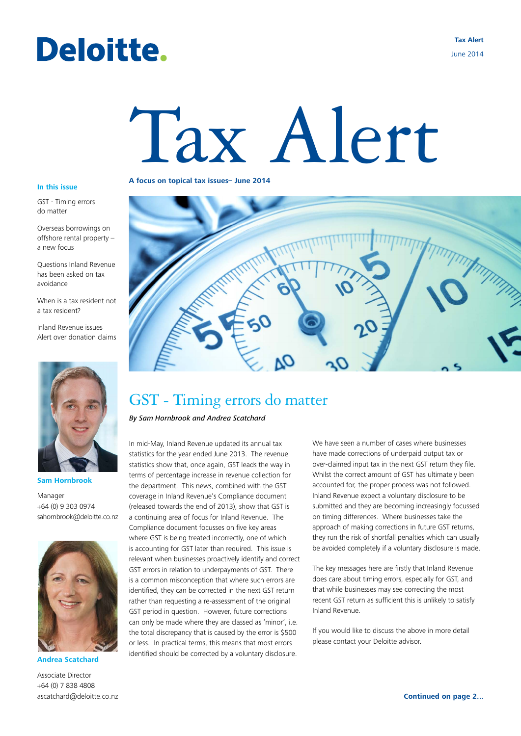Deloitte.

Tax Alert
June 2014

# Tax Alert

**A focus on topical tax issues– June 2014**

**In this issue**

GST - Timing errors do matter

Overseas borrowings on offshore rental property – a new focus

Questions Inland Revenue has been asked on tax avoidance

When is a tax resident not a tax resident?

Inland Revenue issues Alert over donation claims

**Sam Hornbrook**

Manager
+64 (0) 9 303 0974
sahornbrook@deloitte.co.nz

**Andrea Scatchard**

Associate Director
+64 (0) 7 838 4808
ascatchard@deloitte.co.nz

## GST - Timing errors do matter

*By Sam Hornbrook and Andrea Scatchard*

In mid-May, Inland Revenue updated its annual tax statistics for the year ended June 2013. The revenue statistics show that, once again, GST leads the way in terms of percentage increase in revenue collection for the department. This news, combined with the GST coverage in Inland Revenue's Compliance document (released towards the end of 2013), show that GST is a continuing area of focus for Inland Revenue. The Compliance document focusses on five key areas where GST is being treated incorrectly, one of which is accounting for GST later than required. This issue is relevant when businesses proactively identify and correct GST errors in relation to underpayments of GST. There is a common misconception that where such errors are identified, they can be corrected in the next GST return rather than requesting a re-assessment of the original GST period in question. However, future corrections can only be made where they are classed as 'minor', i.e. the total discrepancy that is caused by the error is $500 or less. In practical terms, this means that most errors identified should be corrected by a voluntary disclosure.

We have seen a number of cases where businesses have made corrections of underpaid output tax or over-claimed input tax in the next GST return they file. Whilst the correct amount of GST has ultimately been accounted for, the proper process was not followed. Inland Revenue expect a voluntary disclosure to be submitted and they are becoming increasingly focussed on timing differences. Where businesses take the approach of making corrections in future GST returns, they run the risk of shortfall penalties which can usually be avoided completely if a voluntary disclosure is made.

The key messages here are firstly that Inland Revenue does care about timing errors, especially for GST, and that while businesses may see correcting the most recent GST return as sufficient this is unlikely to satisfy Inland Revenue.

If you would like to discuss the above in more detail please contact your Deloitte advisor.

**Continued on page 2...**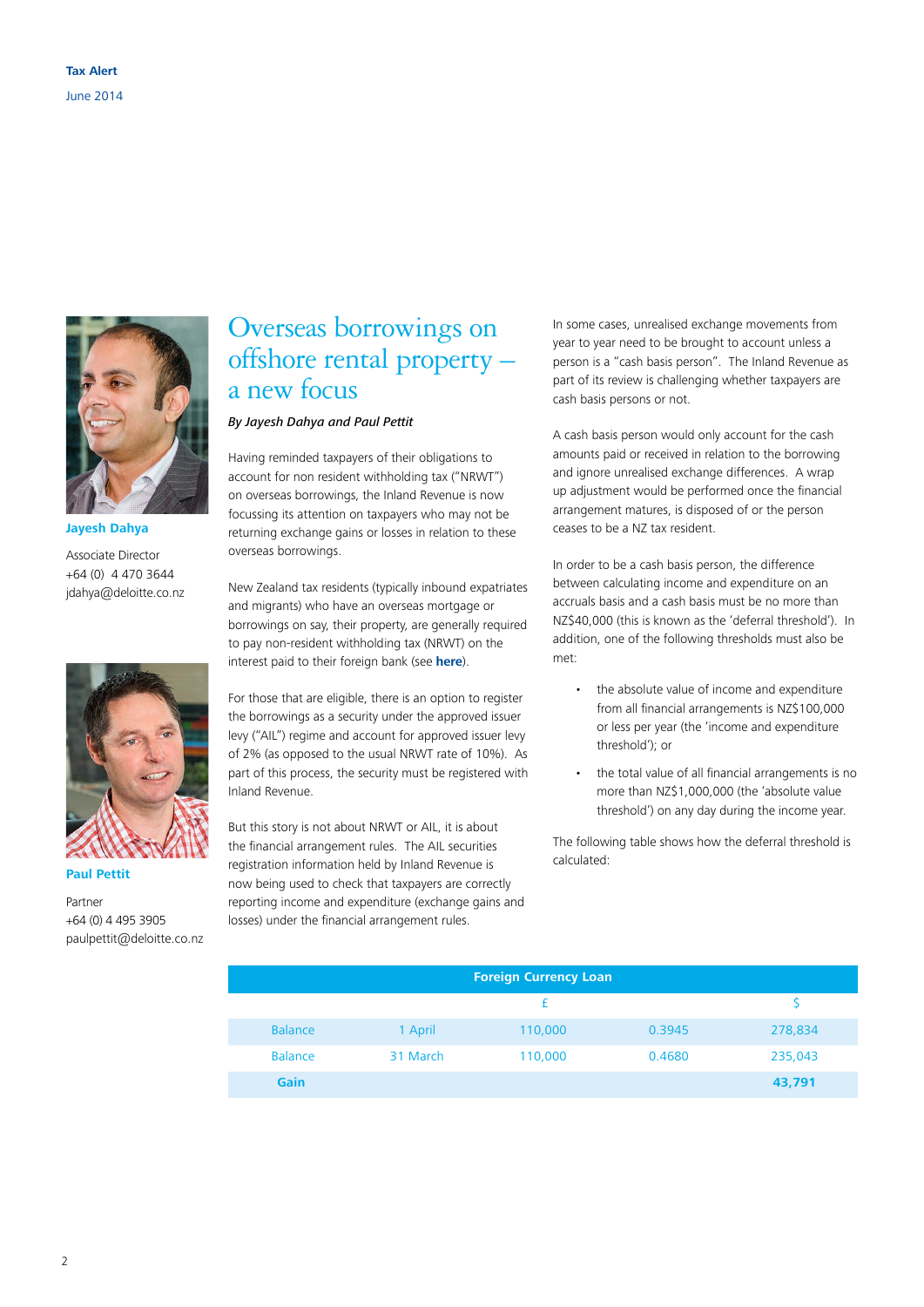Jayesh Dahya

Associate Director
+64 (0) 4 470 3644
jdahya@deloitte.co.nz

Paul Pettit

Partner
+64 (0) 4 495 3905
paulpettit@deloitte.co.nz

# Overseas borrowings on offshore rental property – a new focus

*By Jayesh Dahya and Paul Pettit*

Having reminded taxpayers of their obligations to account for non resident withholding tax ("NRWT") on overseas borrowings, the Inland Revenue is now focussing its attention on taxpayers who may not be returning exchange gains or losses in relation to these overseas borrowings.

New Zealand tax residents (typically inbound expatriates and migrants) who have an overseas mortgage or borrowings on say, their property, are generally required to pay non-resident withholding tax (NRWT) on the interest paid to their foreign bank (see **here**).

For those that are eligible, there is an option to register the borrowings as a security under the approved issuer levy ("AIL") regime and account for approved issuer levy of 2% (as opposed to the usual NRWT rate of 10%). As part of this process, the security must be registered with Inland Revenue.

But this story is not about NRWT or AIL, it is about the financial arrangement rules. The AIL securities registration information held by Inland Revenue is now being used to check that taxpayers are correctly reporting income and expenditure (exchange gains and losses) under the financial arrangement rules.

In some cases, unrealised exchange movements from year to year need to be brought to account unless a person is a "cash basis person". The Inland Revenue as part of its review is challenging whether taxpayers are cash basis persons or not.

A cash basis person would only account for the cash amounts paid or received in relation to the borrowing and ignore unrealised exchange differences. A wrap up adjustment would be performed once the financial arrangement matures, is disposed of or the person ceases to be a NZ tax resident.

In order to be a cash basis person, the difference between calculating income and expenditure on an accruals basis and a cash basis must be no more than NZ$40,000 (this is known as the 'deferral threshold'). In addition, one of the following thresholds must also be met:

- the absolute value of income and expenditure from all financial arrangements is NZ$100,000 or less per year (the 'income and expenditure threshold'); or
- the total value of all financial arrangements is no more than NZ$1,000,000 (the 'absolute value threshold') on any day during the income year.

The following table shows how the deferral threshold is calculated:

| Foreign Currency Loan | | | | |
|---|---|---|---|---|
| | | £ | | $ |
| Balance | 1 April | 110,000 | 0.3945 | 278,834 |
| Balance | 31 March | 110,000 | 0.4680 | 235,043 |
| **Gain** | | | | **43,791** |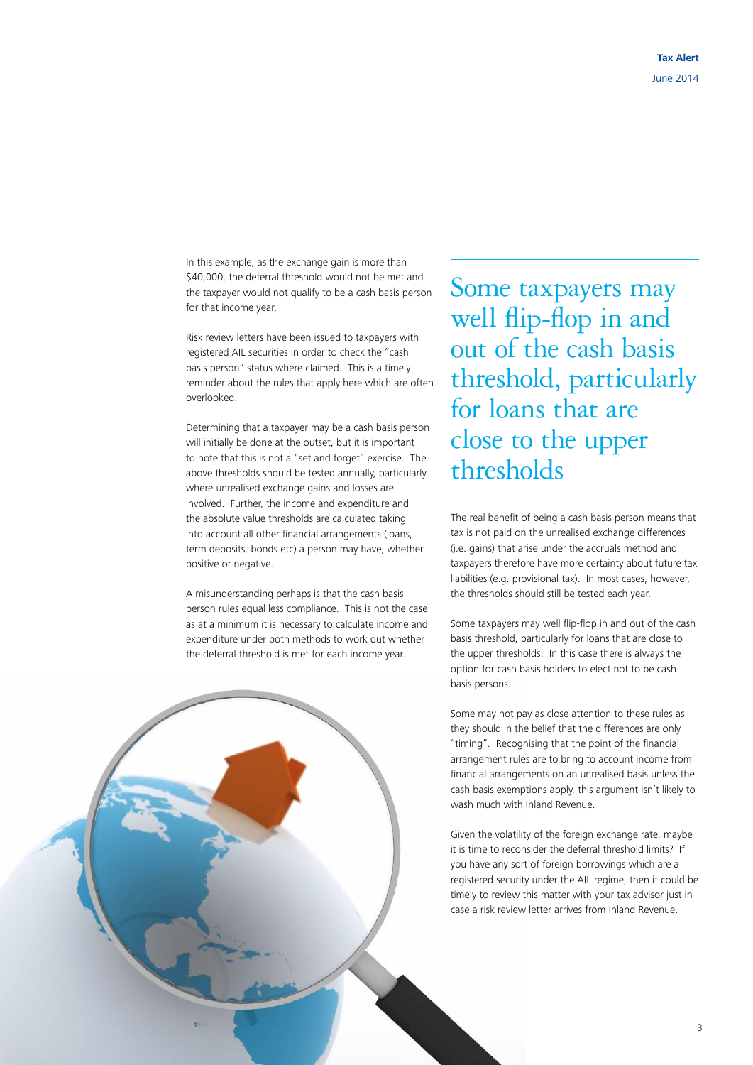In this example, as the exchange gain is more than \$40,000, the deferral threshold would not be met and the taxpayer would not qualify to be a cash basis person for that income year.

Risk review letters have been issued to taxpayers with registered AIL securities in order to check the "cash basis person" status where claimed. This is a timely reminder about the rules that apply here which are often overlooked.

Determining that a taxpayer may be a cash basis person will initially be done at the outset, but it is important to note that this is not a "set and forget" exercise. The above thresholds should be tested annually, particularly where unrealised exchange gains and losses are involved. Further, the income and expenditure and the absolute value thresholds are calculated taking into account all other financial arrangements (loans, term deposits, bonds etc) a person may have, whether positive or negative.

A misunderstanding perhaps is that the cash basis person rules equal less compliance. This is not the case as at a minimum it is necessary to calculate income and expenditure under both methods to work out whether the deferral threshold is met for each income year.

> Some taxpayers may well flip-flop in and out of the cash basis threshold, particularly for loans that are close to the upper thresholds

The real benefit of being a cash basis person means that tax is not paid on the unrealised exchange differences (i.e. gains) that arise under the accruals method and taxpayers therefore have more certainty about future tax liabilities (e.g. provisional tax). In most cases, however, the thresholds should still be tested each year.

Some taxpayers may well flip-flop in and out of the cash basis threshold, particularly for loans that are close to the upper thresholds. In this case there is always the option for cash basis holders to elect not to be cash basis persons.

Some may not pay as close attention to these rules as they should in the belief that the differences are only "timing". Recognising that the point of the financial arrangement rules are to bring to account income from financial arrangements on an unrealised basis unless the cash basis exemptions apply, this argument isn't likely to wash much with Inland Revenue.

Given the volatility of the foreign exchange rate, maybe it is time to reconsider the deferral threshold limits? If you have any sort of foreign borrowings which are a registered security under the AIL regime, then it could be timely to review this matter with your tax advisor just in case a risk review letter arrives from Inland Revenue.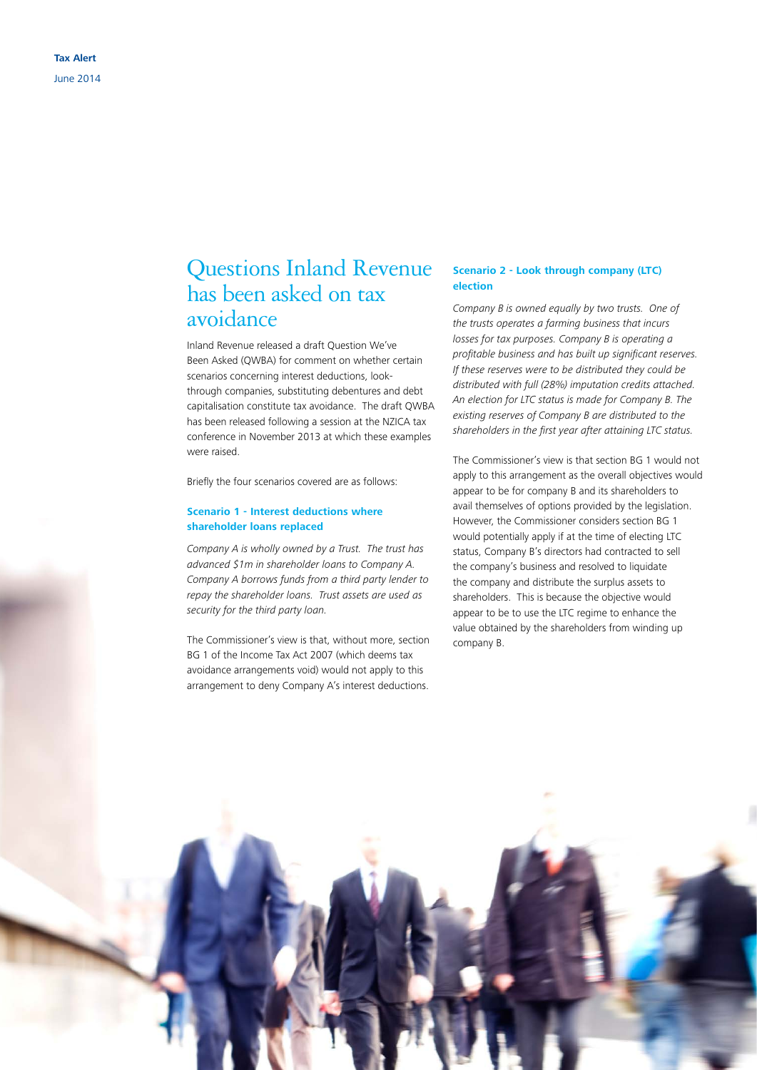# Questions Inland Revenue has been asked on tax avoidance

Inland Revenue released a draft Question We've Been Asked (QWBA) for comment on whether certain scenarios concerning interest deductions, look-through companies, substituting debentures and debt capitalisation constitute tax avoidance. The draft QWBA has been released following a session at the NZICA tax conference in November 2013 at which these examples were raised.

Briefly the four scenarios covered are as follows:

### Scenario 1 - Interest deductions where shareholder loans replaced

*Company A is wholly owned by a Trust. The trust has advanced $1m in shareholder loans to Company A. Company A borrows funds from a third party lender to repay the shareholder loans. Trust assets are used as security for the third party loan.*

The Commissioner's view is that, without more, section BG 1 of the Income Tax Act 2007 (which deems tax avoidance arrangements void) would not apply to this arrangement to deny Company A's interest deductions.

### Scenario 2 - Look through company (LTC) election

*Company B is owned equally by two trusts. One of the trusts operates a farming business that incurs losses for tax purposes. Company B is operating a profitable business and has built up significant reserves. If these reserves were to be distributed they could be distributed with full (28%) imputation credits attached. An election for LTC status is made for Company B. The existing reserves of Company B are distributed to the shareholders in the first year after attaining LTC status.*

The Commissioner's view is that section BG 1 would not apply to this arrangement as the overall objectives would appear to be for company B and its shareholders to avail themselves of options provided by the legislation. However, the Commissioner considers section BG 1 would potentially apply if at the time of electing LTC status, Company B's directors had contracted to sell the company's business and resolved to liquidate the company and distribute the surplus assets to shareholders. This is because the objective would appear to be to use the LTC regime to enhance the value obtained by the shareholders from winding up company B.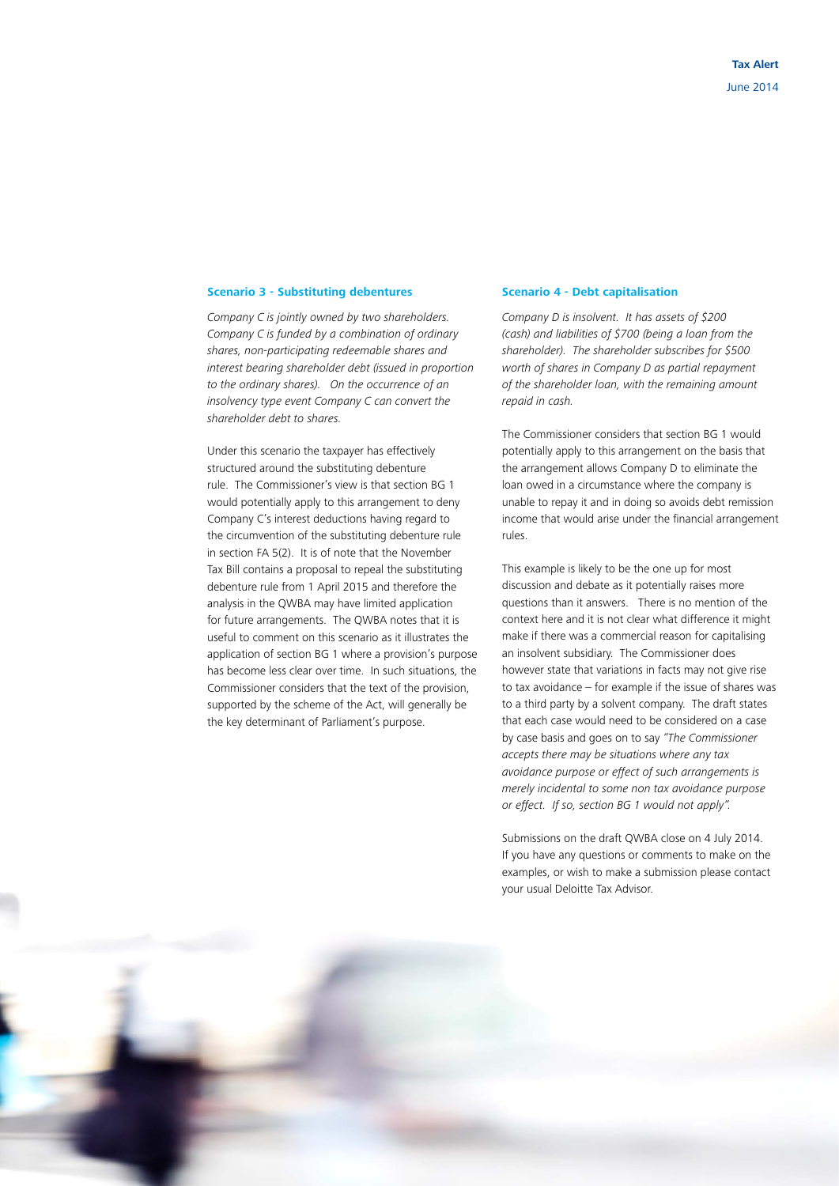### Scenario 3 - Substituting debentures

*Company C is jointly owned by two shareholders. Company C is funded by a combination of ordinary shares, non-participating redeemable shares and interest bearing shareholder debt (issued in proportion to the ordinary shares). On the occurrence of an insolvency type event Company C can convert the shareholder debt to shares.*

Under this scenario the taxpayer has effectively structured around the substituting debenture rule. The Commissioner's view is that section BG 1 would potentially apply to this arrangement to deny Company C's interest deductions having regard to the circumvention of the substituting debenture rule in section FA 5(2). It is of note that the November Tax Bill contains a proposal to repeal the substituting debenture rule from 1 April 2015 and therefore the analysis in the QWBA may have limited application for future arrangements. The QWBA notes that it is useful to comment on this scenario as it illustrates the application of section BG 1 where a provision's purpose has become less clear over time. In such situations, the Commissioner considers that the text of the provision, supported by the scheme of the Act, will generally be the key determinant of Parliament's purpose.

### Scenario 4 - Debt capitalisation

*Company D is insolvent. It has assets of $200 (cash) and liabilities of $700 (being a loan from the shareholder). The shareholder subscribes for $500 worth of shares in Company D as partial repayment of the shareholder loan, with the remaining amount repaid in cash.*

The Commissioner considers that section BG 1 would potentially apply to this arrangement on the basis that the arrangement allows Company D to eliminate the loan owed in a circumstance where the company is unable to repay it and in doing so avoids debt remission income that would arise under the financial arrangement rules.

This example is likely to be the one up for most discussion and debate as it potentially raises more questions than it answers. There is no mention of the context here and it is not clear what difference it might make if there was a commercial reason for capitalising an insolvent subsidiary. The Commissioner does however state that variations in facts may not give rise to tax avoidance – for example if the issue of shares was to a third party by a solvent company. The draft states that each case would need to be considered on a case by case basis and goes on to say *"The Commissioner accepts there may be situations where any tax avoidance purpose or effect of such arrangements is merely incidental to some non tax avoidance purpose or effect. If so, section BG 1 would not apply".*

Submissions on the draft QWBA close on 4 July 2014. If you have any questions or comments to make on the examples, or wish to make a submission please contact your usual Deloitte Tax Advisor.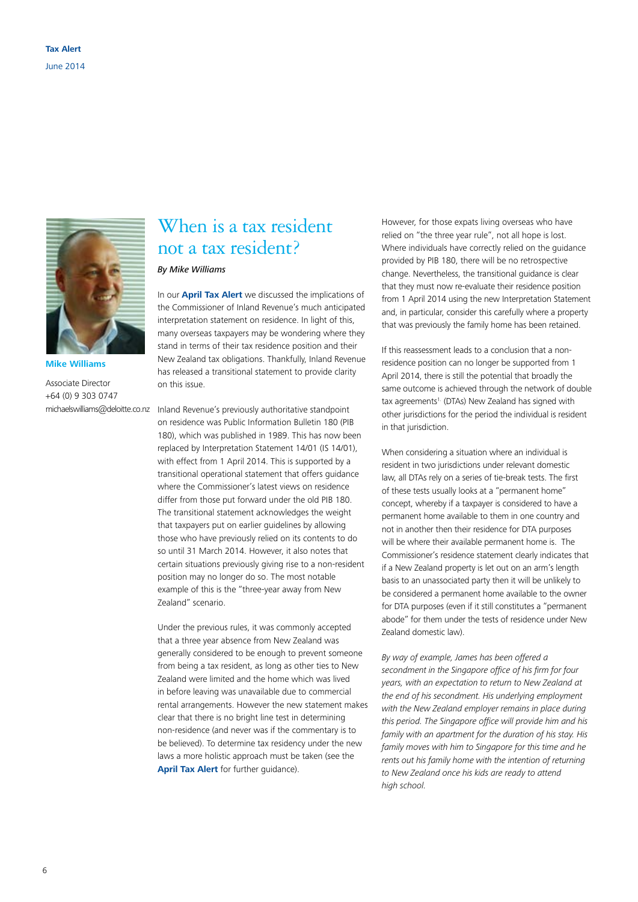# When is a tax resident not a tax resident?

*By Mike Williams*

**Mike Williams**

Associate Director
+64 (0) 9 303 0747
michaelswilliams@deloitte.co.nz

In our **April Tax Alert** we discussed the implications of the Commissioner of Inland Revenue's much anticipated interpretation statement on residence. In light of this, many overseas taxpayers may be wondering where they stand in terms of their tax residence position and their New Zealand tax obligations. Thankfully, Inland Revenue has released a transitional statement to provide clarity on this issue.

Inland Revenue's previously authoritative standpoint on residence was Public Information Bulletin 180 (PIB 180), which was published in 1989. This has now been replaced by Interpretation Statement 14/01 (IS 14/01), with effect from 1 April 2014. This is supported by a transitional operational statement that offers guidance where the Commissioner's latest views on residence differ from those put forward under the old PIB 180. The transitional statement acknowledges the weight that taxpayers put on earlier guidelines by allowing those who have previously relied on its contents to do so until 31 March 2014. However, it also notes that certain situations previously giving rise to a non-resident position may no longer do so. The most notable example of this is the "three-year away from New Zealand" scenario.

Under the previous rules, it was commonly accepted that a three year absence from New Zealand was generally considered to be enough to prevent someone from being a tax resident, as long as other ties to New Zealand were limited and the home which was lived in before leaving was unavailable due to commercial rental arrangements. However the new statement makes clear that there is no bright line test in determining non-residence (and never was if the commentary is to be believed). To determine tax residency under the new laws a more holistic approach must be taken (see the **April Tax Alert** for further guidance).

However, for those expats living overseas who have relied on "the three year rule", not all hope is lost. Where individuals have correctly relied on the guidance provided by PIB 180, there will be no retrospective change. Nevertheless, the transitional guidance is clear that they must now re-evaluate their residence position from 1 April 2014 using the new Interpretation Statement and, in particular, consider this carefully where a property that was previously the family home has been retained.

If this reassessment leads to a conclusion that a non-residence position can no longer be supported from 1 April 2014, there is still the potential that broadly the same outcome is achieved through the network of double tax agreements[1] (DTAs) New Zealand has signed with other jurisdictions for the period the individual is resident in that jurisdiction.

When considering a situation where an individual is resident in two jurisdictions under relevant domestic law, all DTAs rely on a series of tie-break tests. The first of these tests usually looks at a "permanent home" concept, whereby if a taxpayer is considered to have a permanent home available to them in one country and not in another then their residence for DTA purposes will be where their available permanent home is. The Commissioner's residence statement clearly indicates that if a New Zealand property is let out on an arm's length basis to an unassociated party then it will be unlikely to be considered a permanent home available to the owner for DTA purposes (even if it still constitutes a "permanent abode" for them under the tests of residence under New Zealand domestic law).

*By way of example, James has been offered a secondment in the Singapore office of his firm for four years, with an expectation to return to New Zealand at the end of his secondment. His underlying employment with the New Zealand employer remains in place during this period. The Singapore office will provide him and his family with an apartment for the duration of his stay. His family moves with him to Singapore for this time and he rents out his family home with the intention of returning to New Zealand once his kids are ready to attend high school.*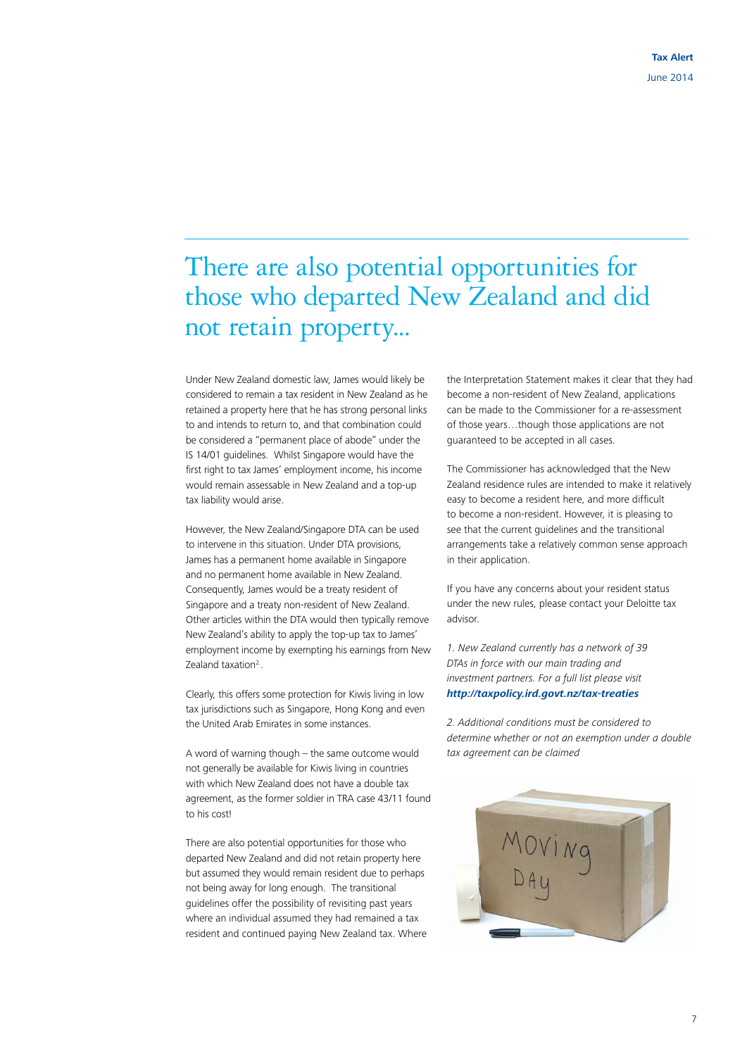# There are also potential opportunities for those who departed New Zealand and did not retain property...

Under New Zealand domestic law, James would likely be considered to remain a tax resident in New Zealand as he retained a property here that he has strong personal links to and intends to return to, and that combination could be considered a "permanent place of abode" under the IS 14/01 guidelines. Whilst Singapore would have the first right to tax James' employment income, his income would remain assessable in New Zealand and a top-up tax liability would arise.

However, the New Zealand/Singapore DTA can be used to intervene in this situation. Under DTA provisions, James has a permanent home available in Singapore and no permanent home available in New Zealand. Consequently, James would be a treaty resident of Singapore and a treaty non-resident of New Zealand. Other articles within the DTA would then typically remove New Zealand's ability to apply the top-up tax to James' employment income by exempting his earnings from New Zealand taxation[2].

Clearly, this offers some protection for Kiwis living in low tax jurisdictions such as Singapore, Hong Kong and even the United Arab Emirates in some instances.

A word of warning though – the same outcome would not generally be available for Kiwis living in countries with which New Zealand does not have a double tax agreement, as the former soldier in TRA case 43/11 found to his cost!

There are also potential opportunities for those who departed New Zealand and did not retain property here but assumed they would remain resident due to perhaps not being away for long enough. The transitional guidelines offer the possibility of revisiting past years where an individual assumed they had remained a tax resident and continued paying New Zealand tax. Where the Interpretation Statement makes it clear that they had become a non-resident of New Zealand, applications can be made to the Commissioner for a re-assessment of those years…though those applications are not guaranteed to be accepted in all cases.

The Commissioner has acknowledged that the New Zealand residence rules are intended to make it relatively easy to become a resident here, and more difficult to become a non-resident. However, it is pleasing to see that the current guidelines and the transitional arrangements take a relatively common sense approach in their application.

If you have any concerns about your resident status under the new rules, please contact your Deloitte tax advisor.

*1. New Zealand currently has a network of 39 DTAs in force with our main trading and investment partners. For a full list please visit* ***http://taxpolicy.ird.govt.nz/tax-treaties***

*2. Additional conditions must be considered to determine whether or not an exemption under a double tax agreement can be claimed*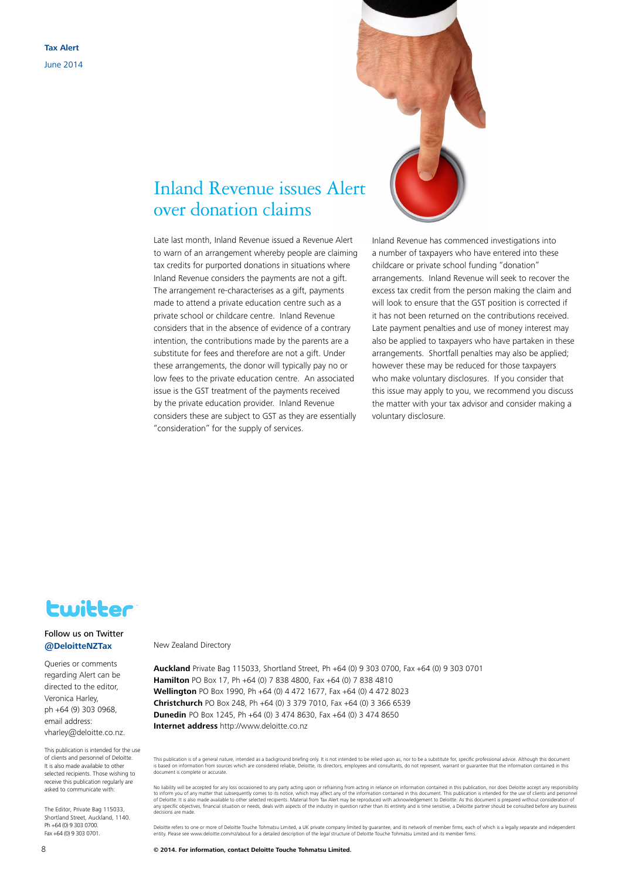# Inland Revenue issues Alert over donation claims

Late last month, Inland Revenue issued a Revenue Alert to warn of an arrangement whereby people are claiming tax credits for purported donations in situations where Inland Revenue considers the payments are not a gift. The arrangement re-characterises as a gift, payments made to attend a private education centre such as a private school or childcare centre. Inland Revenue considers that in the absence of evidence of a contrary intention, the contributions made by the parents are a substitute for fees and therefore are not a gift. Under these arrangements, the donor will typically pay no or low fees to the private education centre. An associated issue is the GST treatment of the payments received by the private education provider. Inland Revenue considers these are subject to GST as they are essentially "consideration" for the supply of services.

Inland Revenue has commenced investigations into a number of taxpayers who have entered into these childcare or private school funding "donation" arrangements. Inland Revenue will seek to recover the excess tax credit from the person making the claim and will look to ensure that the GST position is corrected if it has not been returned on the contributions received. Late payment penalties and use of money interest may also be applied to taxpayers who have partaken in these arrangements. Shortfall penalties may also be applied; however these may be reduced for those taxpayers who make voluntary disclosures. If you consider that this issue may apply to you, we recommend you discuss the matter with your tax advisor and consider making a voluntary disclosure.

Follow us on Twitter **@DeloitteNZTax**

Queries or comments regarding Alert can be directed to the editor, Veronica Harley, ph +64 (9) 303 0968, email address: vharley@deloitte.co.nz.

This publication is intended for the use of clients and personnel of Deloitte. It is also made available to other selected recipients. Those wishing to receive this publication regularly are asked to communicate with:

The Editor, Private Bag 115033, Shortland Street, Auckland, 1140. Ph +64 (0) 9 303 0700. Fax +64 (0) 9 303 0701.

New Zealand Directory

**Auckland** Private Bag 115033, Shortland Street, Ph +64 (0) 9 303 0700, Fax +64 (0) 9 303 0701
**Hamilton** PO Box 17, Ph +64 (0) 7 838 4800, Fax +64 (0) 7 838 4810
**Wellington** PO Box 1990, Ph +64 (0) 4 472 1677, Fax +64 (0) 4 472 8023
**Christchurch** PO Box 248, Ph +64 (0) 3 379 7010, Fax +64 (0) 3 366 6539
**Dunedin** PO Box 1245, Ph +64 (0) 3 474 8630, Fax +64 (0) 3 474 8650
**Internet address** http://www.deloitte.co.nz

This publication is of a general nature, intended as a background briefing only. It is not intended to be relied upon as, nor to be a substitute for, specific professional advice. Although this document is based on information from sources which are considered reliable, Deloitte, its directors, employees and consultants, do not represent, warrant or guarantee that the information contained in this document is complete or accurate.

No liability will be accepted for any loss occasioned to any party acting upon or refraining from acting in reliance on information contained in this publication, nor does Deloitte accept any responsibility to inform you of any matter that subsequently comes to its notice, which may affect any of the information contained in this document. This publication is intended for the use of clients and personnel of Deloitte. It is also made available to other selected recipients. Material from Tax Alert may be reproduced with acknowledgement to Deloitte. As this document is prepared without consideration of any specific objectives, financial situation or needs, deals with aspects of the industry in question rather than its entirety and is time sensitive, a Deloitte partner should be consulted before any business decisions are made.

Deloitte refers to one or more of Deloitte Touche Tohmatsu Limited, a UK private company limited by guarantee, and its network of member firms, each of which is a legally separate and independent entity. Please see www.deloitte.com/nz/about for a detailed description of the legal structure of Deloitte Touche Tohmatsu Limited and its member firms.

**© 2014. For information, contact Deloitte Touche Tohmatsu Limited.**